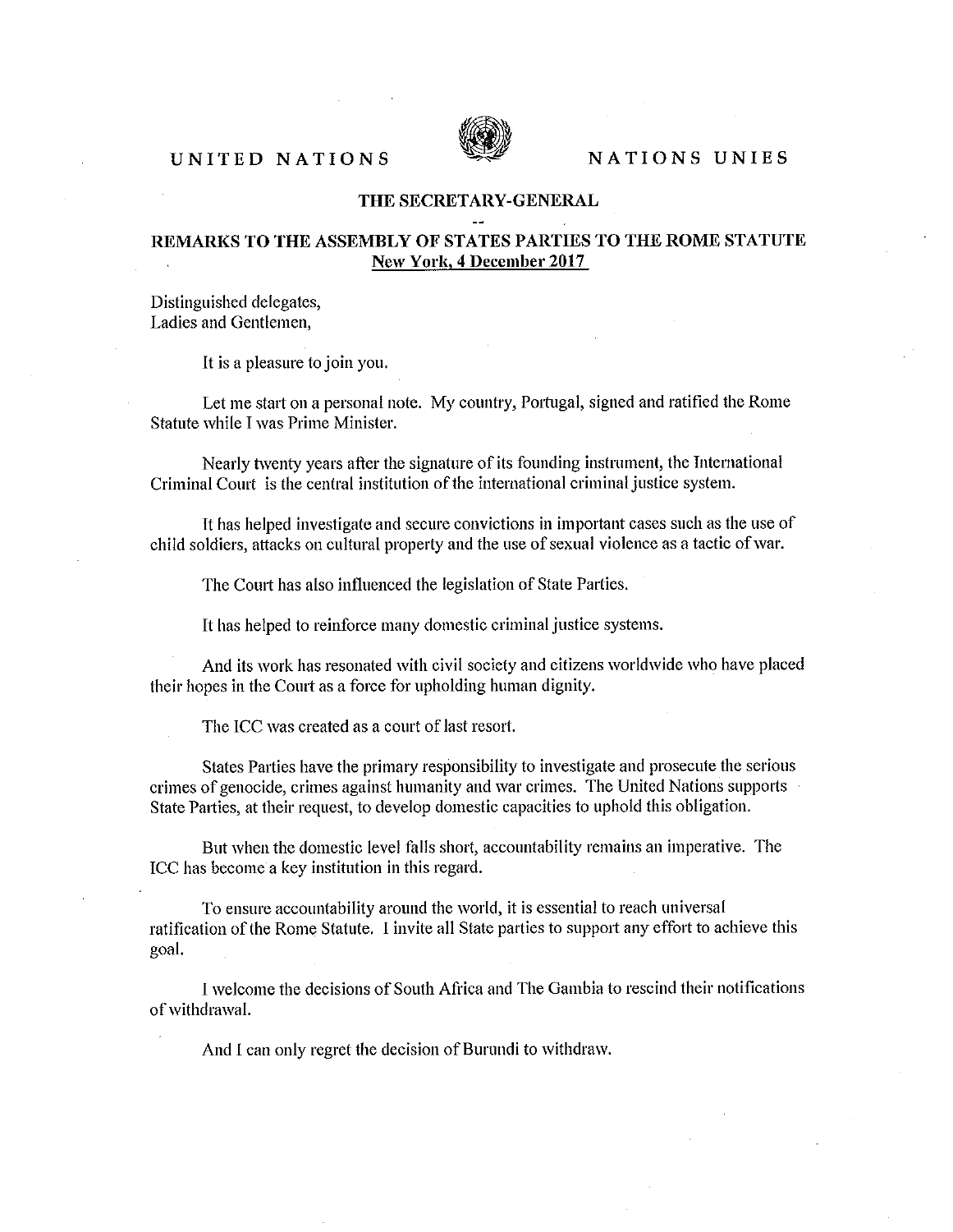UNITED NATIONS　　　　NATIONS UNIES

## THE SECRETARY-GENERAL

--

## REMARKS TO THE ASSEMBLY OF STATES PARTIES TO THE ROME STATUTE

**New York, 4 December 2017**

Distinguished delegates,
Ladies and Gentlemen,

It is a pleasure to join you.

Let me start on a personal note. My country, Portugal, signed and ratified the Rome Statute while I was Prime Minister.

Nearly twenty years after the signature of its founding instrument, the International Criminal Court is the central institution of the international criminal justice system.

It has helped investigate and secure convictions in important cases such as the use of child soldiers, attacks on cultural property and the use of sexual violence as a tactic of war.

The Court has also influenced the legislation of State Parties.

It has helped to reinforce many domestic criminal justice systems.

And its work has resonated with civil society and citizens worldwide who have placed their hopes in the Court as a force for upholding human dignity.

The ICC was created as a court of last resort.

States Parties have the primary responsibility to investigate and prosecute the serious crimes of genocide, crimes against humanity and war crimes. The United Nations supports State Parties, at their request, to develop domestic capacities to uphold this obligation.

But when the domestic level falls short, accountability remains an imperative. The ICC has become a key institution in this regard.

To ensure accountability around the world, it is essential to reach universal ratification of the Rome Statute. I invite all State parties to support any effort to achieve this goal.

I welcome the decisions of South Africa and The Gambia to rescind their notifications of withdrawal.

And I can only regret the decision of Burundi to withdraw.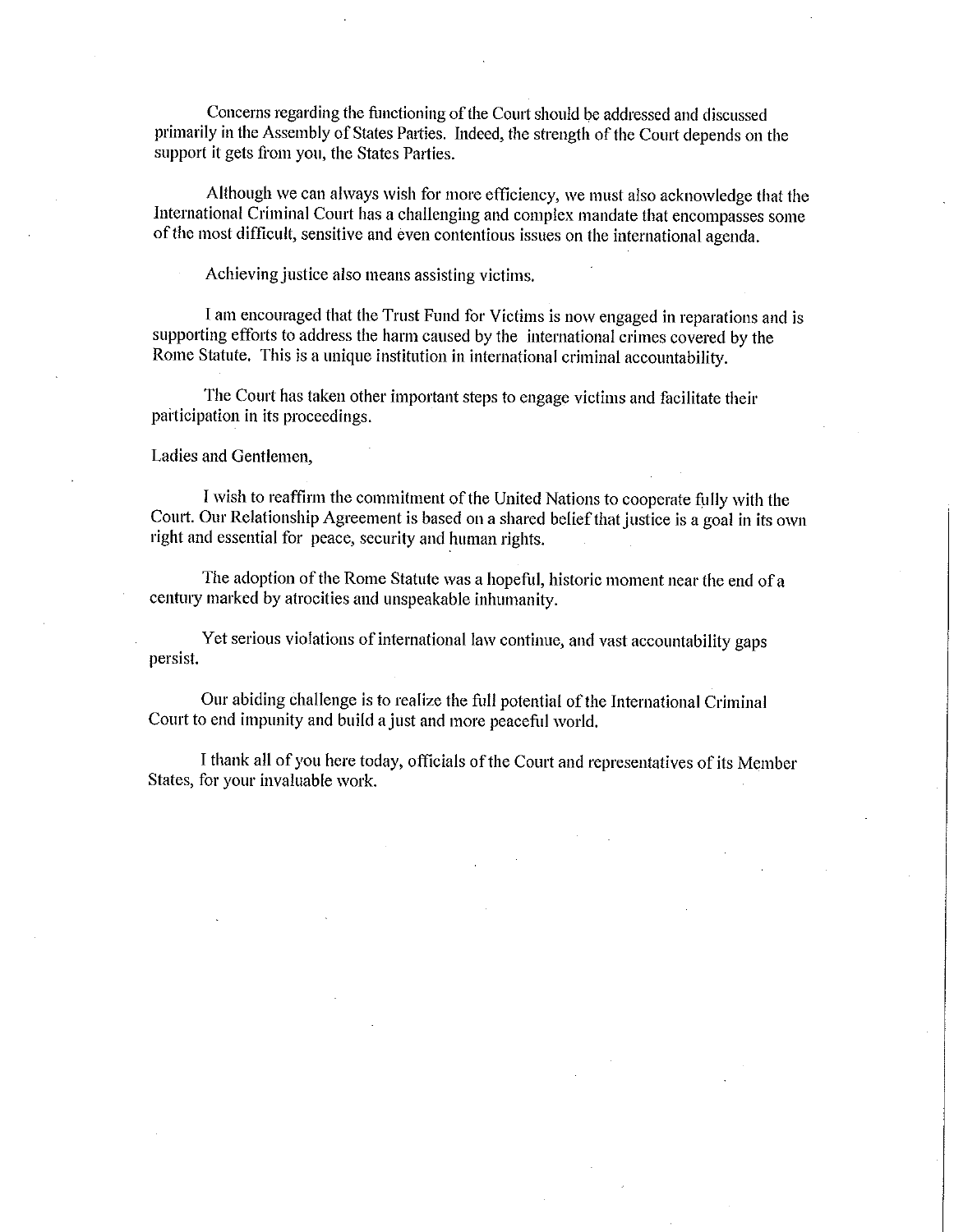Concerns regarding the functioning of the Court should be addressed and discussed primarily in the Assembly of States Parties. Indeed, the strength of the Court depends on the support it gets from you, the States Parties.

Although we can always wish for more efficiency, we must also acknowledge that the International Criminal Court has a challenging and complex mandate that encompasses some of the most difficult, sensitive and even contentious issues on the international agenda.

Achieving justice also means assisting victims.

I am encouraged that the Trust Fund for Victims is now engaged in reparations and is supporting efforts to address the harm caused by the international crimes covered by the Rome Statute. This is a unique institution in international criminal accountability.

The Court has taken other important steps to engage victims and facilitate their participation in its proceedings.

Ladies and Gentlemen,

I wish to reaffirm the commitment of the United Nations to cooperate fully with the Court. Our Relationship Agreement is based on a shared belief that justice is a goal in its own right and essential for peace, security and human rights.

The adoption of the Rome Statute was a hopeful, historic moment near the end of a century marked by atrocities and unspeakable inhumanity.

Yet serious violations of international law continue, and vast accountability gaps persist.

Our abiding challenge is to realize the full potential of the International Criminal Court to end impunity and build a just and more peaceful world.

I thank all of you here today, officials of the Court and representatives of its Member States, for your invaluable work.